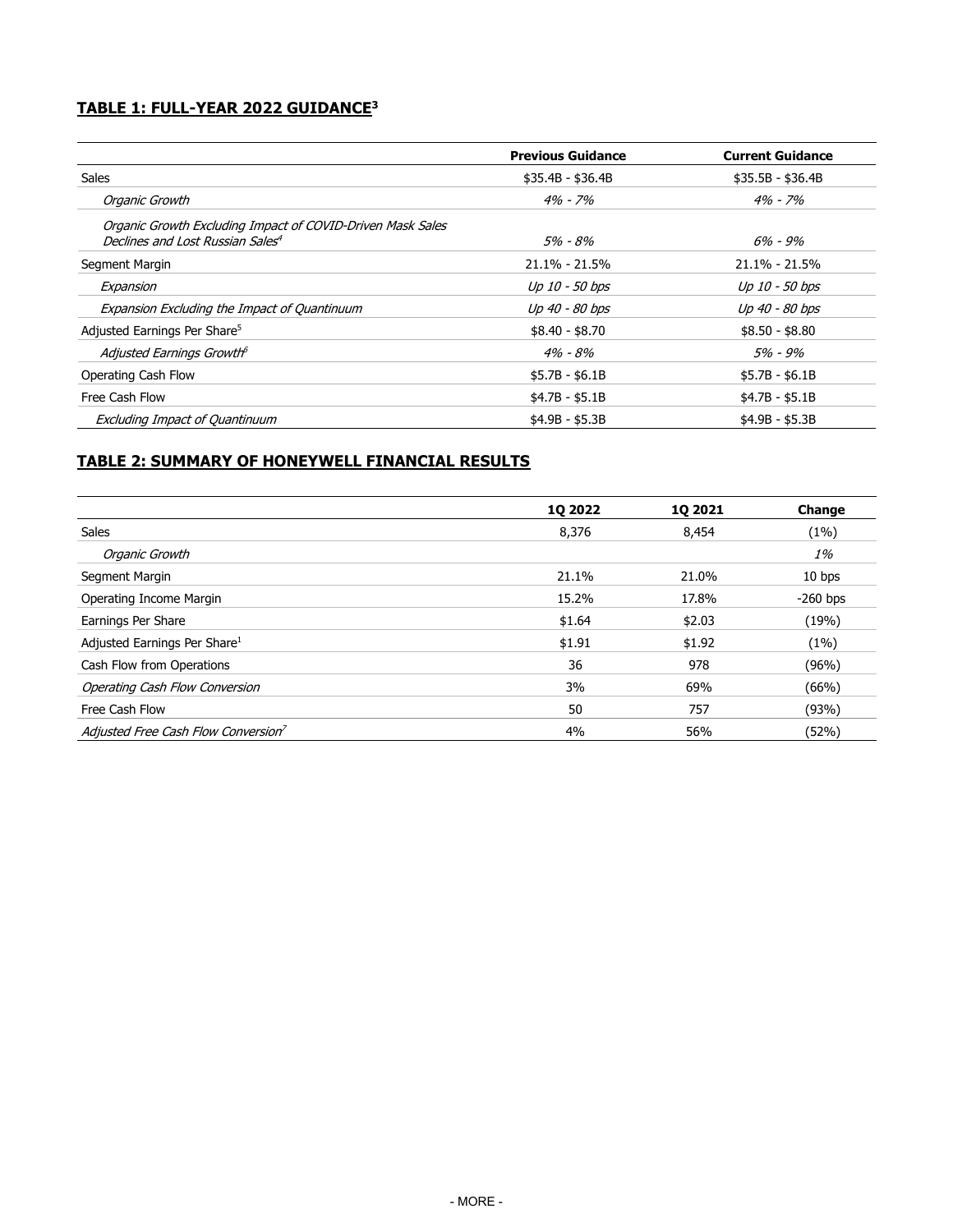## TABLE 1: FULL-YEAR 2022 GUIDANCE[3]

| | Previous Guidance | Current Guidance |
|---|---|---|
| Sales | \$35.4B - \$36.4B | \$35.5B - \$36.4B |
| *Organic Growth* | *4% - 7%* | *4% - 7%* |
| *Organic Growth Excluding Impact of COVID-Driven Mask Sales Declines and Lost Russian Sales[4]* | *5% - 8%* | *6% - 9%* |
| Segment Margin | 21.1% - 21.5% | 21.1% - 21.5% |
| *Expansion* | *Up 10 - 50 bps* | *Up 10 - 50 bps* |
| *Expansion Excluding the Impact of Quantinuum* | *Up 40 - 80 bps* | *Up 40 - 80 bps* |
| Adjusted Earnings Per Share[5] | \$8.40 - \$8.70 | \$8.50 - \$8.80 |
| *Adjusted Earnings Growth[6]* | *4% - 8%* | *5% - 9%* |
| Operating Cash Flow | \$5.7B - \$6.1B | \$5.7B - \$6.1B |
| Free Cash Flow | \$4.7B - \$5.1B | \$4.7B - \$5.1B |
| *Excluding Impact of Quantinuum* | \$4.9B - \$5.3B | \$4.9B - \$5.3B |

## TABLE 2: SUMMARY OF HONEYWELL FINANCIAL RESULTS

| | 1Q 2022 | 1Q 2021 | Change |
|---|---|---|---|
| Sales | 8,376 | 8,454 | (1%) |
| *Organic Growth* | | | *1%* |
| Segment Margin | 21.1% | 21.0% | 10 bps |
| Operating Income Margin | 15.2% | 17.8% | -260 bps |
| Earnings Per Share | \$1.64 | \$2.03 | (19%) |
| Adjusted Earnings Per Share[1] | \$1.91 | \$1.92 | (1%) |
| Cash Flow from Operations | 36 | 978 | (96%) |
| *Operating Cash Flow Conversion* | 3% | 69% | (66%) |
| Free Cash Flow | 50 | 757 | (93%) |
| *Adjusted Free Cash Flow Conversion[7]* | 4% | 56% | (52%) |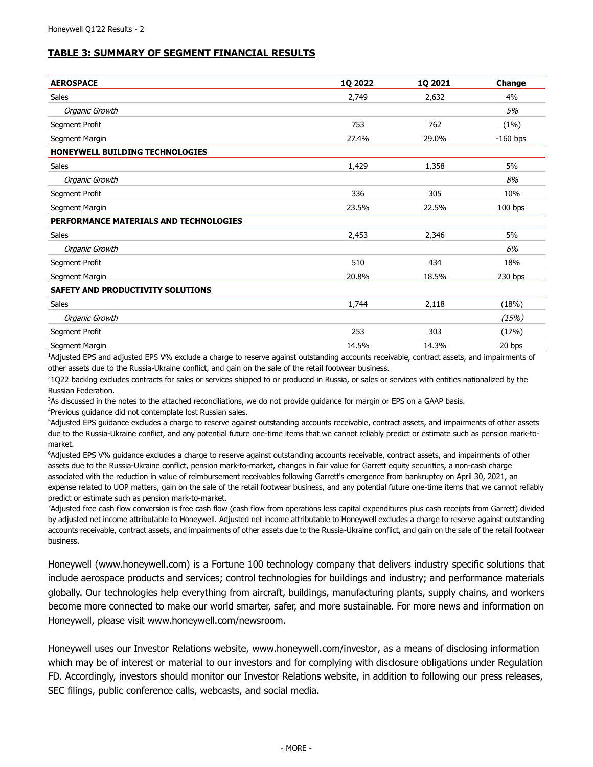## TABLE 3: SUMMARY OF SEGMENT FINANCIAL RESULTS

| AEROSPACE | 1Q 2022 | 1Q 2021 | Change |
|---|---|---|---|
| Sales | 2,749 | 2,632 | 4% |
| *Organic Growth* | | | *5%* |
| Segment Profit | 753 | 762 | (1%) |
| Segment Margin | 27.4% | 29.0% | -160 bps |
| **HONEYWELL BUILDING TECHNOLOGIES** | | | |
| Sales | 1,429 | 1,358 | 5% |
| *Organic Growth* | | | *8%* |
| Segment Profit | 336 | 305 | 10% |
| Segment Margin | 23.5% | 22.5% | 100 bps |
| **PERFORMANCE MATERIALS AND TECHNOLOGIES** | | | |
| Sales | 2,453 | 2,346 | 5% |
| *Organic Growth* | | | *6%* |
| Segment Profit | 510 | 434 | 18% |
| Segment Margin | 20.8% | 18.5% | 230 bps |
| **SAFETY AND PRODUCTIVITY SOLUTIONS** | | | |
| Sales | 1,744 | 2,118 | (18%) |
| *Organic Growth* | | | *(15%)* |
| Segment Profit | 253 | 303 | (17%) |
| Segment Margin | 14.5% | 14.3% | 20 bps |

[1]Adjusted EPS and adjusted EPS V% exclude a charge to reserve against outstanding accounts receivable, contract assets, and impairments of other assets due to the Russia-Ukraine conflict, and gain on the sale of the retail footwear business.

[2]1Q22 backlog excludes contracts for sales or services shipped to or produced in Russia, or sales or services with entities nationalized by the Russian Federation.

[3]As discussed in the notes to the attached reconciliations, we do not provide guidance for margin or EPS on a GAAP basis.

[4]Previous guidance did not contemplate lost Russian sales.

[5]Adjusted EPS guidance excludes a charge to reserve against outstanding accounts receivable, contract assets, and impairments of other assets due to the Russia-Ukraine conflict, and any potential future one-time items that we cannot reliably predict or estimate such as pension mark-to-market.

[6]Adjusted EPS V% guidance excludes a charge to reserve against outstanding accounts receivable, contract assets, and impairments of other assets due to the Russia-Ukraine conflict, pension mark-to-market, changes in fair value for Garrett equity securities, a non-cash charge associated with the reduction in value of reimbursement receivables following Garrett's emergence from bankruptcy on April 30, 2021, an expense related to UOP matters, gain on the sale of the retail footwear business, and any potential future one-time items that we cannot reliably predict or estimate such as pension mark-to-market.

[7]Adjusted free cash flow conversion is free cash flow (cash flow from operations less capital expenditures plus cash receipts from Garrett) divided by adjusted net income attributable to Honeywell. Adjusted net income attributable to Honeywell excludes a charge to reserve against outstanding accounts receivable, contract assets, and impairments of other assets due to the Russia-Ukraine conflict, and gain on the sale of the retail footwear business.

Honeywell (www.honeywell.com) is a Fortune 100 technology company that delivers industry specific solutions that include aerospace products and services; control technologies for buildings and industry; and performance materials globally. Our technologies help everything from aircraft, buildings, manufacturing plants, supply chains, and workers become more connected to make our world smarter, safer, and more sustainable. For more news and information on Honeywell, please visit www.honeywell.com/newsroom.

Honeywell uses our Investor Relations website, www.honeywell.com/investor, as a means of disclosing information which may be of interest or material to our investors and for complying with disclosure obligations under Regulation FD. Accordingly, investors should monitor our Investor Relations website, in addition to following our press releases, SEC filings, public conference calls, webcasts, and social media.

\- MORE -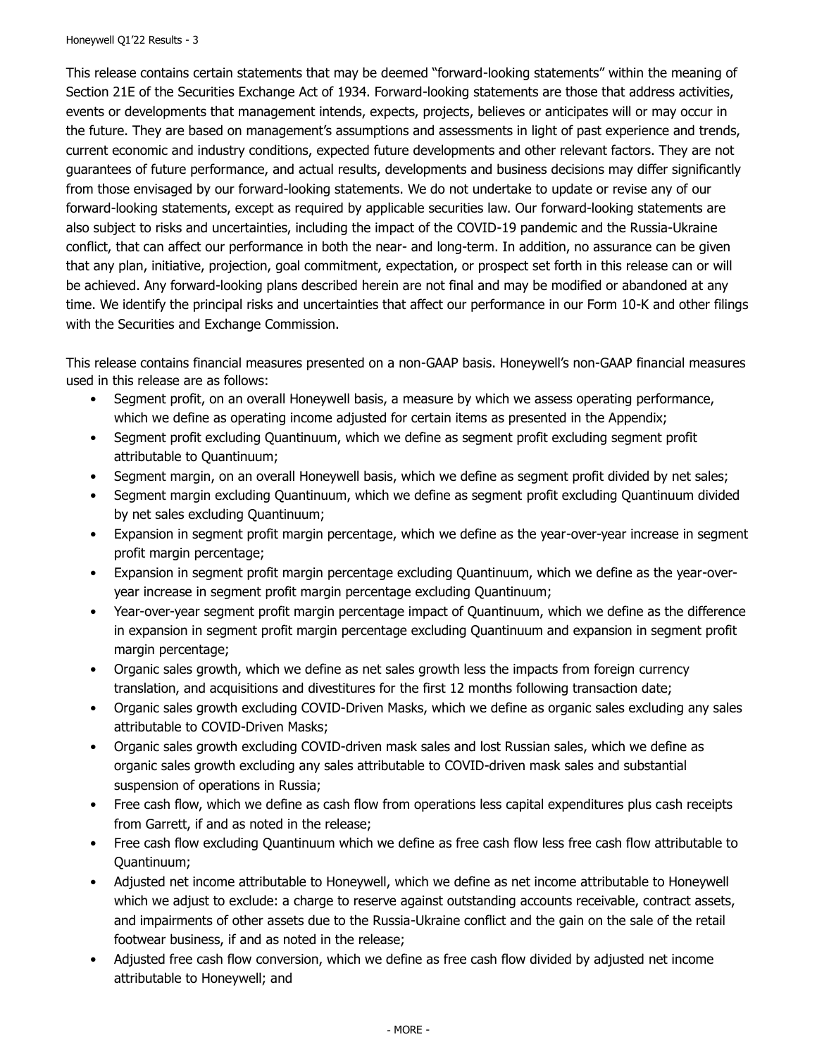This release contains certain statements that may be deemed "forward-looking statements" within the meaning of Section 21E of the Securities Exchange Act of 1934. Forward-looking statements are those that address activities, events or developments that management intends, expects, projects, believes or anticipates will or may occur in the future. They are based on management's assumptions and assessments in light of past experience and trends, current economic and industry conditions, expected future developments and other relevant factors. They are not guarantees of future performance, and actual results, developments and business decisions may differ significantly from those envisaged by our forward-looking statements. We do not undertake to update or revise any of our forward-looking statements, except as required by applicable securities law. Our forward-looking statements are also subject to risks and uncertainties, including the impact of the COVID-19 pandemic and the Russia-Ukraine conflict, that can affect our performance in both the near- and long-term. In addition, no assurance can be given that any plan, initiative, projection, goal commitment, expectation, or prospect set forth in this release can or will be achieved. Any forward-looking plans described herein are not final and may be modified or abandoned at any time. We identify the principal risks and uncertainties that affect our performance in our Form 10-K and other filings with the Securities and Exchange Commission.

This release contains financial measures presented on a non-GAAP basis. Honeywell's non-GAAP financial measures used in this release are as follows:

- Segment profit, on an overall Honeywell basis, a measure by which we assess operating performance, which we define as operating income adjusted for certain items as presented in the Appendix;
- Segment profit excluding Quantinuum, which we define as segment profit excluding segment profit attributable to Quantinuum;
- Segment margin, on an overall Honeywell basis, which we define as segment profit divided by net sales;
- Segment margin excluding Quantinuum, which we define as segment profit excluding Quantinuum divided by net sales excluding Quantinuum;
- Expansion in segment profit margin percentage, which we define as the year-over-year increase in segment profit margin percentage;
- Expansion in segment profit margin percentage excluding Quantinuum, which we define as the year-over-year increase in segment profit margin percentage excluding Quantinuum;
- Year-over-year segment profit margin percentage impact of Quantinuum, which we define as the difference in expansion in segment profit margin percentage excluding Quantinuum and expansion in segment profit margin percentage;
- Organic sales growth, which we define as net sales growth less the impacts from foreign currency translation, and acquisitions and divestitures for the first 12 months following transaction date;
- Organic sales growth excluding COVID-Driven Masks, which we define as organic sales excluding any sales attributable to COVID-Driven Masks;
- Organic sales growth excluding COVID-driven mask sales and lost Russian sales, which we define as organic sales growth excluding any sales attributable to COVID-driven mask sales and substantial suspension of operations in Russia;
- Free cash flow, which we define as cash flow from operations less capital expenditures plus cash receipts from Garrett, if and as noted in the release;
- Free cash flow excluding Quantinuum which we define as free cash flow less free cash flow attributable to Quantinuum;
- Adjusted net income attributable to Honeywell, which we define as net income attributable to Honeywell which we adjust to exclude: a charge to reserve against outstanding accounts receivable, contract assets, and impairments of other assets due to the Russia-Ukraine conflict and the gain on the sale of the retail footwear business, if and as noted in the release;
- Adjusted free cash flow conversion, which we define as free cash flow divided by adjusted net income attributable to Honeywell; and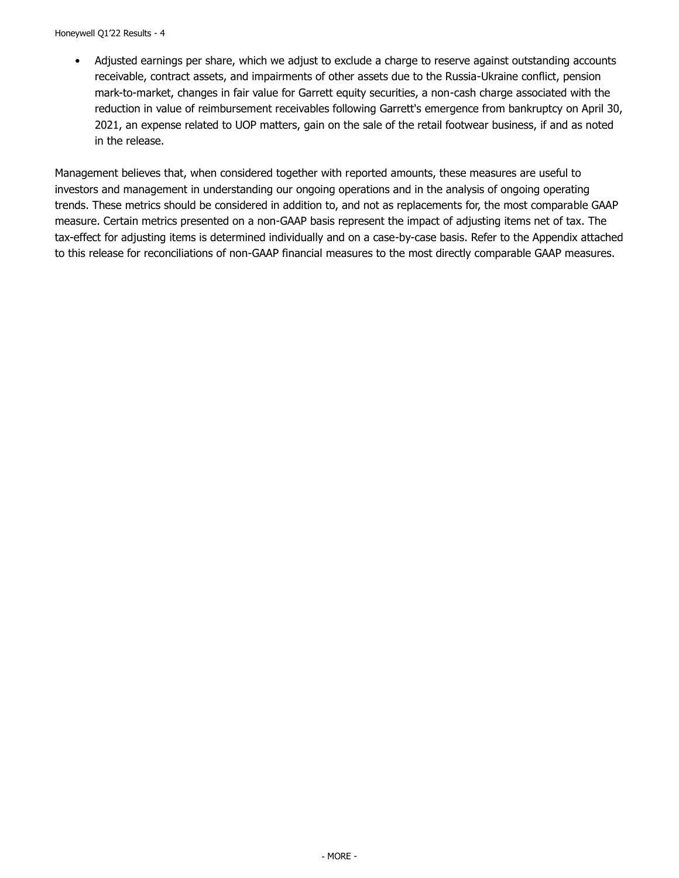- Adjusted earnings per share, which we adjust to exclude a charge to reserve against outstanding accounts receivable, contract assets, and impairments of other assets due to the Russia-Ukraine conflict, pension mark-to-market, changes in fair value for Garrett equity securities, a non-cash charge associated with the reduction in value of reimbursement receivables following Garrett's emergence from bankruptcy on April 30, 2021, an expense related to UOP matters, gain on the sale of the retail footwear business, if and as noted in the release.

Management believes that, when considered together with reported amounts, these measures are useful to investors and management in understanding our ongoing operations and in the analysis of ongoing operating trends. These metrics should be considered in addition to, and not as replacements for, the most comparable GAAP measure. Certain metrics presented on a non-GAAP basis represent the impact of adjusting items net of tax. The tax-effect for adjusting items is determined individually and on a case-by-case basis. Refer to the Appendix attached to this release for reconciliations of non-GAAP financial measures to the most directly comparable GAAP measures.

- MORE -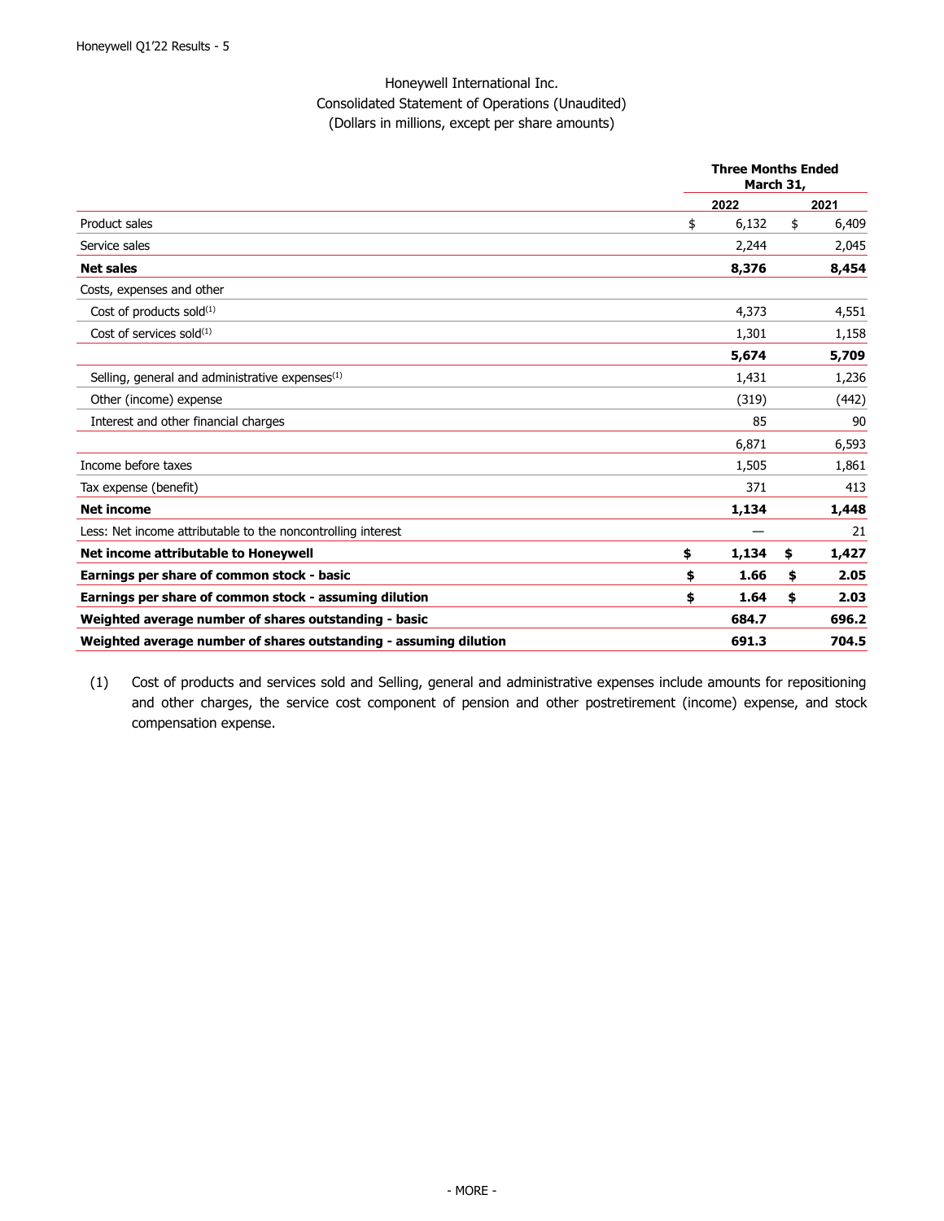Honeywell International Inc.
Consolidated Statement of Operations (Unaudited)
(Dollars in millions, except per share amounts)

| | Three Months Ended March 31, | |
|---|---|---|
| | **2022** | **2021** |
| Product sales | $ 6,132 | $ 6,409 |
| Service sales | 2,244 | 2,045 |
| **Net sales** | **8,376** | **8,454** |
| Costs, expenses and other | | |
| Cost of products sold[1] | 4,373 | 4,551 |
| Cost of services sold[1] | 1,301 | 1,158 |
| | **5,674** | **5,709** |
| Selling, general and administrative expenses[1] | 1,431 | 1,236 |
| Other (income) expense | (319) | (442) |
| Interest and other financial charges | 85 | 90 |
| | 6,871 | 6,593 |
| Income before taxes | 1,505 | 1,861 |
| Tax expense (benefit) | 371 | 413 |
| **Net income** | **1,134** | **1,448** |
| Less: Net income attributable to the noncontrolling interest | — | 21 |
| **Net income attributable to Honeywell** | **$ 1,134** | **$ 1,427** |
| **Earnings per share of common stock - basic** | **$ 1.66** | **$ 2.05** |
| **Earnings per share of common stock - assuming dilution** | **$ 1.64** | **$ 2.03** |
| **Weighted average number of shares outstanding - basic** | **684.7** | **696.2** |
| **Weighted average number of shares outstanding - assuming dilution** | **691.3** | **704.5** |

(1) Cost of products and services sold and Selling, general and administrative expenses include amounts for repositioning and other charges, the service cost component of pension and other postretirement (income) expense, and stock compensation expense.

- MORE -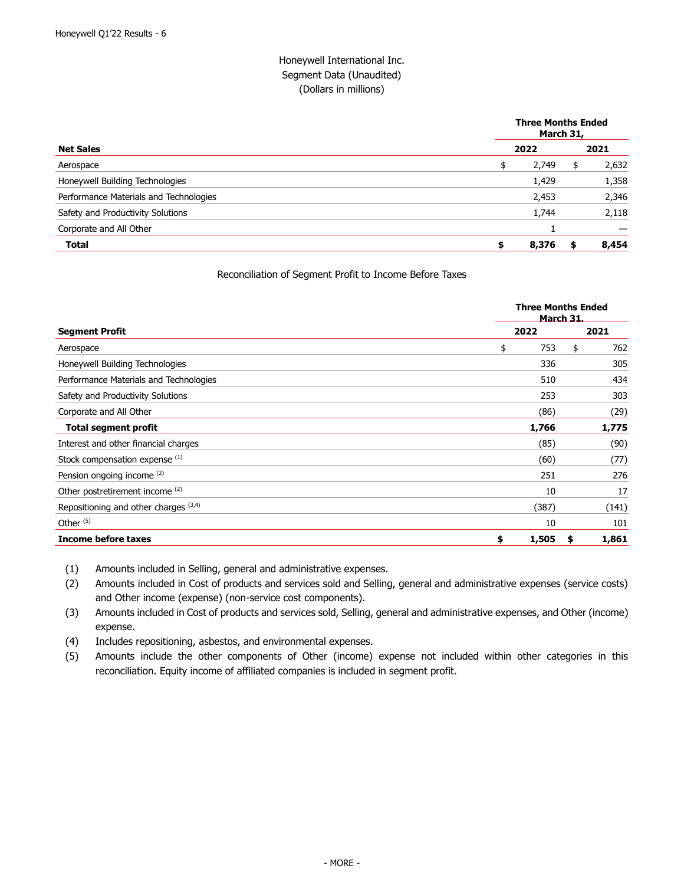# Honeywell International Inc.
## Segment Data (Unaudited)
### (Dollars in millions)

| | Three Months Ended March 31, | |
|---|---|---|
| **Net Sales** | **2022** | **2021** |
| Aerospace | $ 2,749 | $ 2,632 |
| Honeywell Building Technologies | 1,429 | 1,358 |
| Performance Materials and Technologies | 2,453 | 2,346 |
| Safety and Productivity Solutions | 1,744 | 2,118 |
| Corporate and All Other | 1 | — |
| **Total** | **$ 8,376** | **$ 8,454** |

Reconciliation of Segment Profit to Income Before Taxes

| | Three Months Ended March 31, | |
|---|---|---|
| **Segment Profit** | **2022** | **2021** |
| Aerospace | $ 753 | $ 762 |
| Honeywell Building Technologies | 336 | 305 |
| Performance Materials and Technologies | 510 | 434 |
| Safety and Productivity Solutions | 253 | 303 |
| Corporate and All Other | (86) | (29) |
| **Total segment profit** | **1,766** | **1,775** |
| Interest and other financial charges | (85) | (90) |
| Stock compensation expense (1) | (60) | (77) |
| Pension ongoing income (2) | 251 | 276 |
| Other postretirement income (2) | 10 | 17 |
| Repositioning and other charges (3,4) | (387) | (141) |
| Other (5) | 10 | 101 |
| **Income before taxes** | **$ 1,505** | **$ 1,861** |

(1) Amounts included in Selling, general and administrative expenses.

(2) Amounts included in Cost of products and services sold and Selling, general and administrative expenses (service costs) and Other income (expense) (non-service cost components).

(3) Amounts included in Cost of products and services sold, Selling, general and administrative expenses, and Other (income) expense.

(4) Includes repositioning, asbestos, and environmental expenses.

(5) Amounts include the other components of Other (income) expense not included within other categories in this reconciliation. Equity income of affiliated companies is included in segment profit.

\- MORE -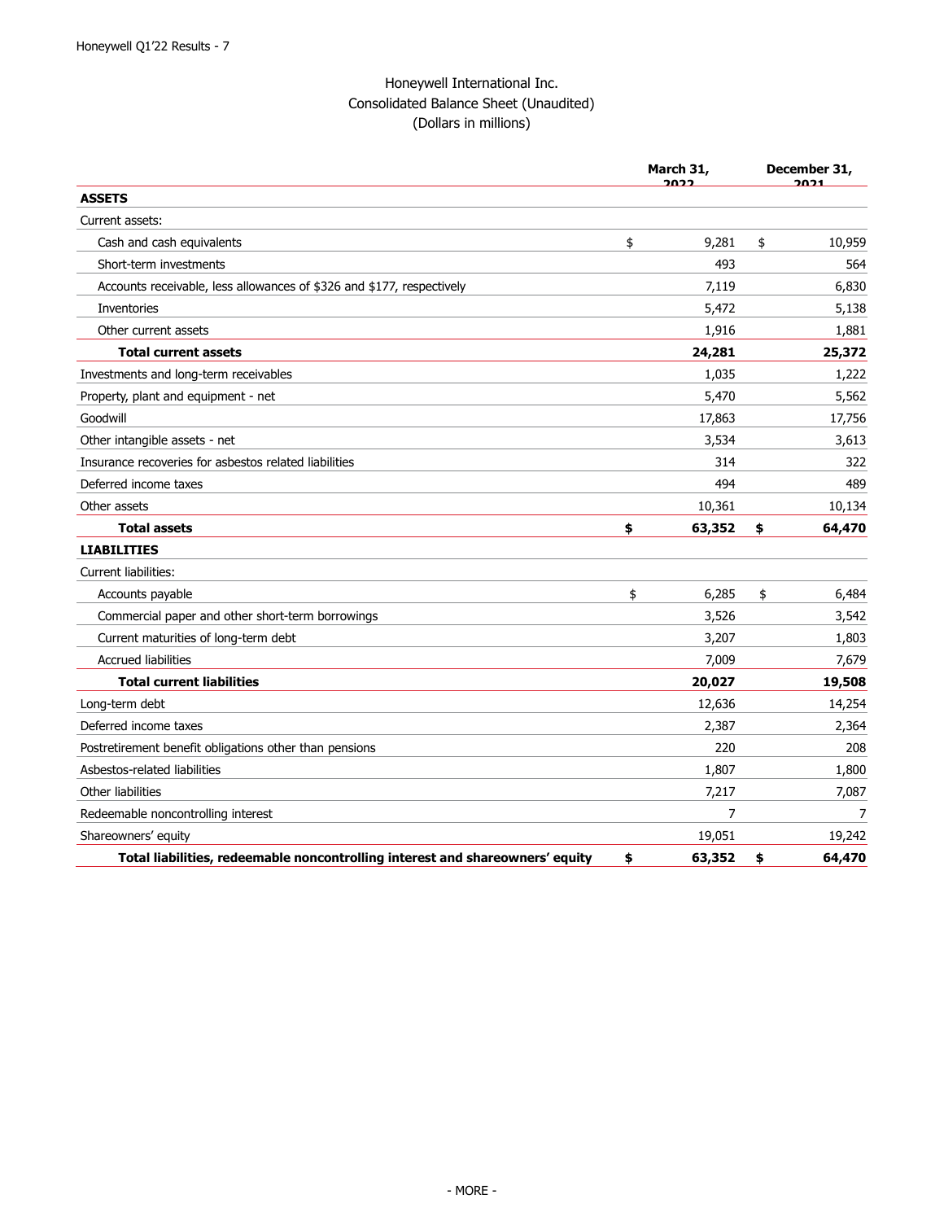# Honeywell International Inc.
## Consolidated Balance Sheet (Unaudited)
### (Dollars in millions)

| | March 31, 2022 | December 31, 2021 |
|---|---|---|
| **ASSETS** | | |
| Current assets: | | |
| Cash and cash equivalents | $ 9,281 | $ 10,959 |
| Short-term investments | 493 | 564 |
| Accounts receivable, less allowances of $326 and $177, respectively | 7,119 | 6,830 |
| Inventories | 5,472 | 5,138 |
| Other current assets | 1,916 | 1,881 |
| **Total current assets** | **24,281** | **25,372** |
| Investments and long-term receivables | 1,035 | 1,222 |
| Property, plant and equipment - net | 5,470 | 5,562 |
| Goodwill | 17,863 | 17,756 |
| Other intangible assets - net | 3,534 | 3,613 |
| Insurance recoveries for asbestos related liabilities | 314 | 322 |
| Deferred income taxes | 494 | 489 |
| Other assets | 10,361 | 10,134 |
| **Total assets** | **$ 63,352** | **$ 64,470** |
| **LIABILITIES** | | |
| Current liabilities: | | |
| Accounts payable | $ 6,285 | $ 6,484 |
| Commercial paper and other short-term borrowings | 3,526 | 3,542 |
| Current maturities of long-term debt | 3,207 | 1,803 |
| Accrued liabilities | 7,009 | 7,679 |
| **Total current liabilities** | **20,027** | **19,508** |
| Long-term debt | 12,636 | 14,254 |
| Deferred income taxes | 2,387 | 2,364 |
| Postretirement benefit obligations other than pensions | 220 | 208 |
| Asbestos-related liabilities | 1,807 | 1,800 |
| Other liabilities | 7,217 | 7,087 |
| Redeemable noncontrolling interest | 7 | 7 |
| Shareowners' equity | 19,051 | 19,242 |
| **Total liabilities, redeemable noncontrolling interest and shareowners' equity** | **$ 63,352** | **$ 64,470** |

\- MORE -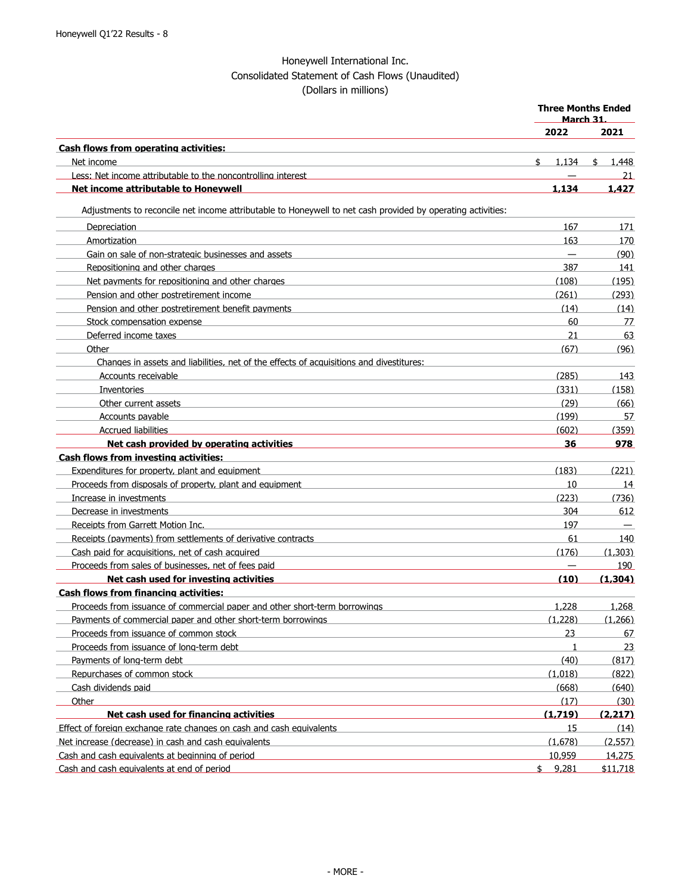# Honeywell International Inc.
## Consolidated Statement of Cash Flows (Unaudited)
### (Dollars in millions)

| | Three Months Ended March 31, | |
|---|---|---|
| | **2022** | **2021** |
| **Cash flows from operating activities:** | | |
| Net income | $ 1,134 | $ 1,448 |
| Less: Net income attributable to the noncontrolling interest | — | 21 |
| **Net income attributable to Honeywell** | **1,134** | **1,427** |
| Adjustments to reconcile net income attributable to Honeywell to net cash provided by operating activities: | | |
| Depreciation | 167 | 171 |
| Amortization | 163 | 170 |
| Gain on sale of non-strategic businesses and assets | — | (90) |
| Repositioning and other charges | 387 | 141 |
| Net payments for repositioning and other charges | (108) | (195) |
| Pension and other postretirement income | (261) | (293) |
| Pension and other postretirement benefit payments | (14) | (14) |
| Stock compensation expense | 60 | 77 |
| Deferred income taxes | 21 | 63 |
| Other | (67) | (96) |
| Changes in assets and liabilities, net of the effects of acquisitions and divestitures: | | |
| Accounts receivable | (285) | 143 |
| Inventories | (331) | (158) |
| Other current assets | (29) | (66) |
| Accounts payable | (199) | 57 |
| Accrued liabilities | (602) | (359) |
| **Net cash provided by operating activities** | **36** | **978** |
| **Cash flows from investing activities:** | | |
| Expenditures for property, plant and equipment | (183) | (221) |
| Proceeds from disposals of property, plant and equipment | 10 | 14 |
| Increase in investments | (223) | (736) |
| Decrease in investments | 304 | 612 |
| Receipts from Garrett Motion Inc. | 197 | — |
| Receipts (payments) from settlements of derivative contracts | 61 | 140 |
| Cash paid for acquisitions, net of cash acquired | (176) | (1,303) |
| Proceeds from sales of businesses, net of fees paid | — | 190 |
| **Net cash used for investing activities** | **(10)** | **(1,304)** |
| **Cash flows from financing activities:** | | |
| Proceeds from issuance of commercial paper and other short-term borrowings | 1,228 | 1,268 |
| Payments of commercial paper and other short-term borrowings | (1,228) | (1,266) |
| Proceeds from issuance of common stock | 23 | 67 |
| Proceeds from issuance of long-term debt | 1 | 23 |
| Payments of long-term debt | (40) | (817) |
| Repurchases of common stock | (1,018) | (822) |
| Cash dividends paid | (668) | (640) |
| Other | (17) | (30) |
| **Net cash used for financing activities** | **(1,719)** | **(2,217)** |
| Effect of foreign exchange rate changes on cash and cash equivalents | 15 | (14) |
| Net increase (decrease) in cash and cash equivalents | (1,678) | (2,557) |
| Cash and cash equivalents at beginning of period | 10,959 | 14,275 |
| Cash and cash equivalents at end of period | $ 9,281 | $11,718 |

- MORE -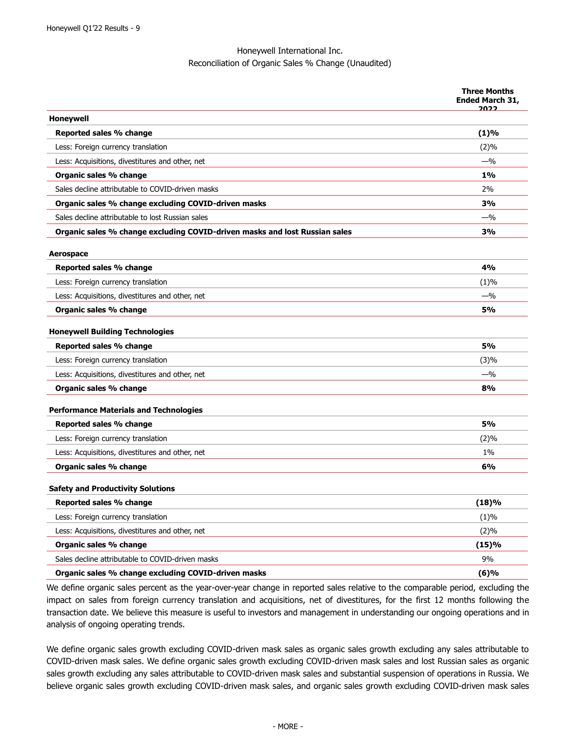Honeywell International Inc.
Reconciliation of Organic Sales % Change (Unaudited)

| | Three Months Ended March 31, 2022 |
|---|---|
| **Honeywell** | |
| **Reported sales % change** | **(1)%** |
| Less: Foreign currency translation | (2)% |
| Less: Acquisitions, divestitures and other, net | —% |
| **Organic sales % change** | **1%** |
| Sales decline attributable to COVID-driven masks | 2% |
| **Organic sales % change excluding COVID-driven masks** | **3%** |
| Sales decline attributable to lost Russian sales | —% |
| **Organic sales % change excluding COVID-driven masks and lost Russian sales** | **3%** |
| | |
| **Aerospace** | |
| **Reported sales % change** | **4%** |
| Less: Foreign currency translation | (1)% |
| Less: Acquisitions, divestitures and other, net | —% |
| **Organic sales % change** | **5%** |
| | |
| **Honeywell Building Technologies** | |
| **Reported sales % change** | **5%** |
| Less: Foreign currency translation | (3)% |
| Less: Acquisitions, divestitures and other, net | —% |
| **Organic sales % change** | **8%** |
| | |
| **Performance Materials and Technologies** | |
| **Reported sales % change** | **5%** |
| Less: Foreign currency translation | (2)% |
| Less: Acquisitions, divestitures and other, net | 1% |
| **Organic sales % change** | **6%** |
| | |
| **Safety and Productivity Solutions** | |
| **Reported sales % change** | **(18)%** |
| Less: Foreign currency translation | (1)% |
| Less: Acquisitions, divestitures and other, net | (2)% |
| **Organic sales % change** | **(15)%** |
| Sales decline attributable to COVID-driven masks | 9% |
| **Organic sales % change excluding COVID-driven masks** | **(6)%** |

We define organic sales percent as the year-over-year change in reported sales relative to the comparable period, excluding the impact on sales from foreign currency translation and acquisitions, net of divestitures, for the first 12 months following the transaction date. We believe this measure is useful to investors and management in understanding our ongoing operations and in analysis of ongoing operating trends.

We define organic sales growth excluding COVID-driven mask sales as organic sales growth excluding any sales attributable to COVID-driven mask sales. We define organic sales growth excluding COVID-driven mask sales and lost Russian sales as organic sales growth excluding any sales attributable to COVID-driven mask sales and substantial suspension of operations in Russia. We believe organic sales growth excluding COVID-driven mask sales, and organic sales growth excluding COVID-driven mask sales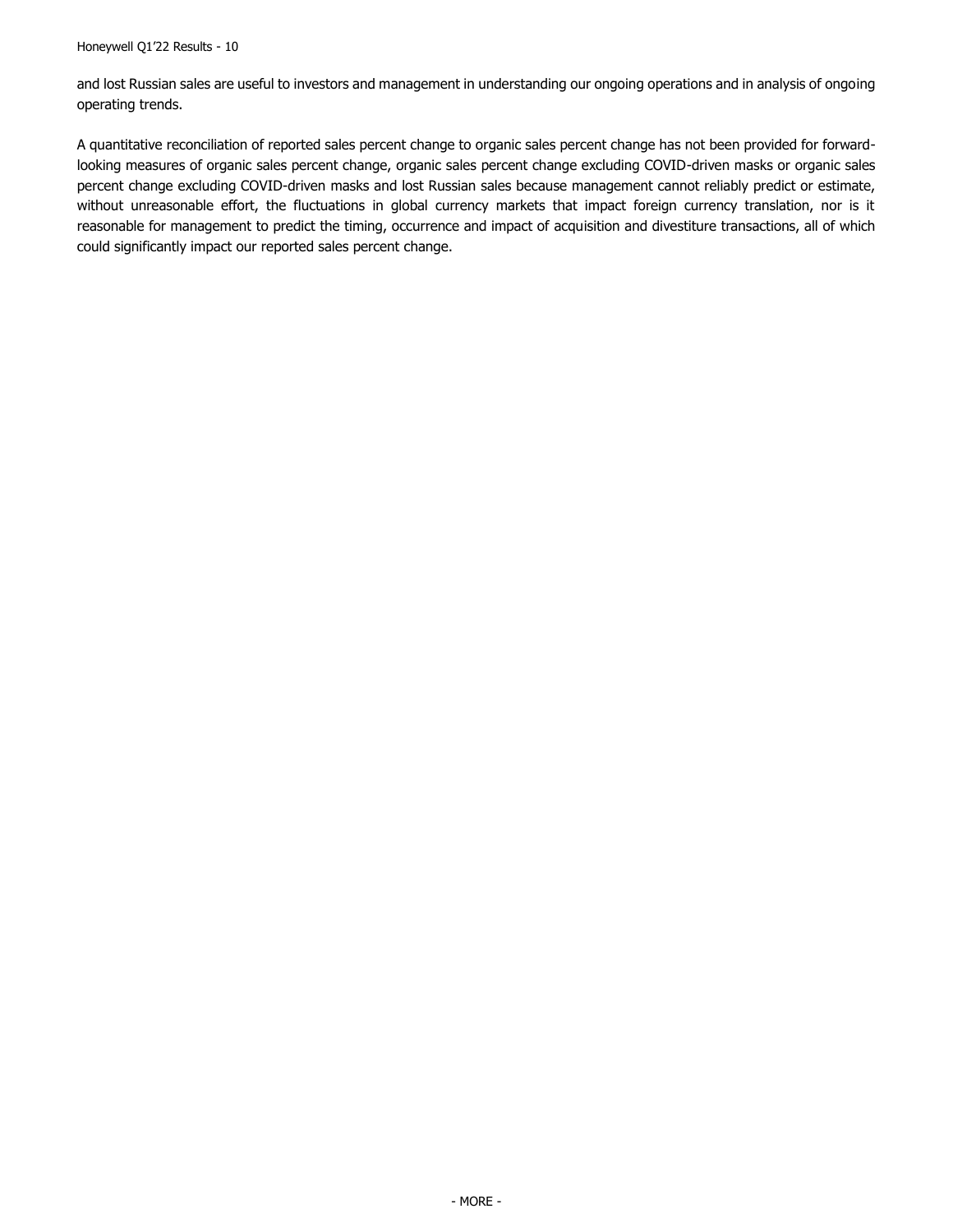and lost Russian sales are useful to investors and management in understanding our ongoing operations and in analysis of ongoing operating trends.

A quantitative reconciliation of reported sales percent change to organic sales percent change has not been provided for forward-looking measures of organic sales percent change, organic sales percent change excluding COVID-driven masks or organic sales percent change excluding COVID-driven masks and lost Russian sales because management cannot reliably predict or estimate, without unreasonable effort, the fluctuations in global currency markets that impact foreign currency translation, nor is it reasonable for management to predict the timing, occurrence and impact of acquisition and divestiture transactions, all of which could significantly impact our reported sales percent change.

- MORE -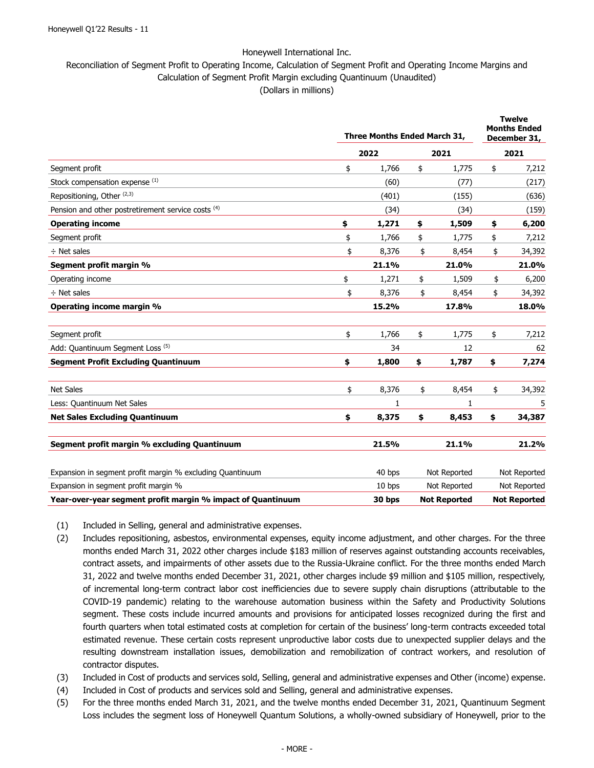Honeywell International Inc.

Reconciliation of Segment Profit to Operating Income, Calculation of Segment Profit and Operating Income Margins and Calculation of Segment Profit Margin excluding Quantinuum (Unaudited)

(Dollars in millions)

| | Three Months Ended March 31, | | Twelve Months Ended December 31, |
|---|---|---|---|
| | 2022 | 2021 | 2021 |
| Segment profit | $ 1,766 | $ 1,775 | $ 7,212 |
| Stock compensation expense [(1)] | (60) | (77) | (217) |
| Repositioning, Other [(2,3)] | (401) | (155) | (636) |
| Pension and other postretirement service costs [(4)] | (34) | (34) | (159) |
| **Operating income** | **$ 1,271** | **$ 1,509** | **$ 6,200** |
| Segment profit | $ 1,766 | $ 1,775 | $ 7,212 |
| ÷ Net sales | $ 8,376 | $ 8,454 | $ 34,392 |
| **Segment profit margin %** | **21.1%** | **21.0%** | **21.0%** |
| Operating income | $ 1,271 | $ 1,509 | $ 6,200 |
| ÷ Net sales | $ 8,376 | $ 8,454 | $ 34,392 |
| **Operating income margin %** | **15.2%** | **17.8%** | **18.0%** |
| | | | |
| Segment profit | $ 1,766 | $ 1,775 | $ 7,212 |
| Add: Quantinuum Segment Loss [(5)] | 34 | 12 | 62 |
| **Segment Profit Excluding Quantinuum** | **$ 1,800** | **$ 1,787** | **$ 7,274** |
| | | | |
| Net Sales | $ 8,376 | $ 8,454 | $ 34,392 |
| Less: Quantinuum Net Sales | 1 | 1 | 5 |
| **Net Sales Excluding Quantinuum** | **$ 8,375** | **$ 8,453** | **$ 34,387** |
| | | | |
| **Segment profit margin % excluding Quantinuum** | **21.5%** | **21.1%** | **21.2%** |
| | | | |
| Expansion in segment profit margin % excluding Quantinuum | 40 bps | Not Reported | Not Reported |
| Expansion in segment profit margin % | 10 bps | Not Reported | Not Reported |
| **Year-over-year segment profit margin % impact of Quantinuum** | **30 bps** | **Not Reported** | **Not Reported** |

(1) Included in Selling, general and administrative expenses.

(2) Includes repositioning, asbestos, environmental expenses, equity income adjustment, and other charges. For the three months ended March 31, 2022 other charges include $183 million of reserves against outstanding accounts receivables, contract assets, and impairments of other assets due to the Russia-Ukraine conflict. For the three months ended March 31, 2022 and twelve months ended December 31, 2021, other charges include $9 million and $105 million, respectively, of incremental long-term contract labor cost inefficiencies due to severe supply chain disruptions (attributable to the COVID-19 pandemic) relating to the warehouse automation business within the Safety and Productivity Solutions segment. These costs include incurred amounts and provisions for anticipated losses recognized during the first and fourth quarters when total estimated costs at completion for certain of the business' long-term contracts exceeded total estimated revenue. These certain costs represent unproductive labor costs due to unexpected supplier delays and the resulting downstream installation issues, demobilization and remobilization of contract workers, and resolution of contractor disputes.

(3) Included in Cost of products and services sold, Selling, general and administrative expenses and Other (income) expense.

(4) Included in Cost of products and services sold and Selling, general and administrative expenses.

(5) For the three months ended March 31, 2021, and the twelve months ended December 31, 2021, Quantinuum Segment Loss includes the segment loss of Honeywell Quantum Solutions, a wholly-owned subsidiary of Honeywell, prior to the

- MORE -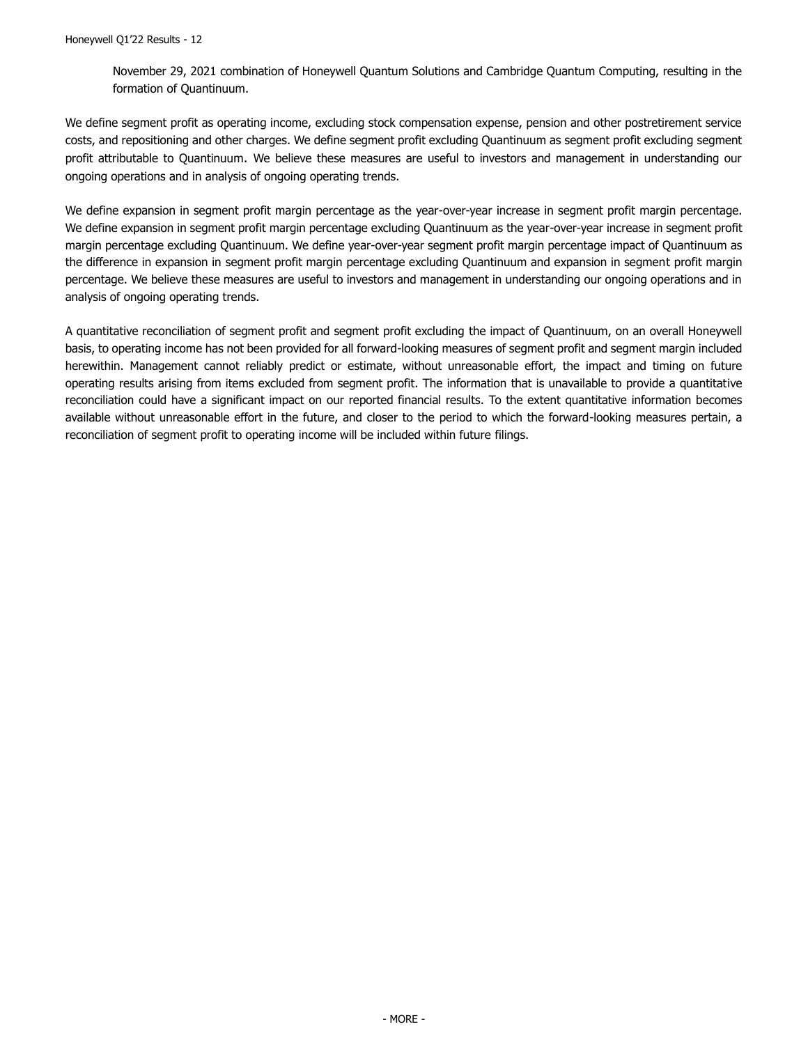November 29, 2021 combination of Honeywell Quantum Solutions and Cambridge Quantum Computing, resulting in the formation of Quantinuum.

We define segment profit as operating income, excluding stock compensation expense, pension and other postretirement service costs, and repositioning and other charges. We define segment profit excluding Quantinuum as segment profit excluding segment profit attributable to Quantinuum. We believe these measures are useful to investors and management in understanding our ongoing operations and in analysis of ongoing operating trends.

We define expansion in segment profit margin percentage as the year-over-year increase in segment profit margin percentage. We define expansion in segment profit margin percentage excluding Quantinuum as the year-over-year increase in segment profit margin percentage excluding Quantinuum. We define year-over-year segment profit margin percentage impact of Quantinuum as the difference in expansion in segment profit margin percentage excluding Quantinuum and expansion in segment profit margin percentage. We believe these measures are useful to investors and management in understanding our ongoing operations and in analysis of ongoing operating trends.

A quantitative reconciliation of segment profit and segment profit excluding the impact of Quantinuum, on an overall Honeywell basis, to operating income has not been provided for all forward-looking measures of segment profit and segment margin included herewithin. Management cannot reliably predict or estimate, without unreasonable effort, the impact and timing on future operating results arising from items excluded from segment profit. The information that is unavailable to provide a quantitative reconciliation could have a significant impact on our reported financial results. To the extent quantitative information becomes available without unreasonable effort in the future, and closer to the period to which the forward-looking measures pertain, a reconciliation of segment profit to operating income will be included within future filings.

- MORE -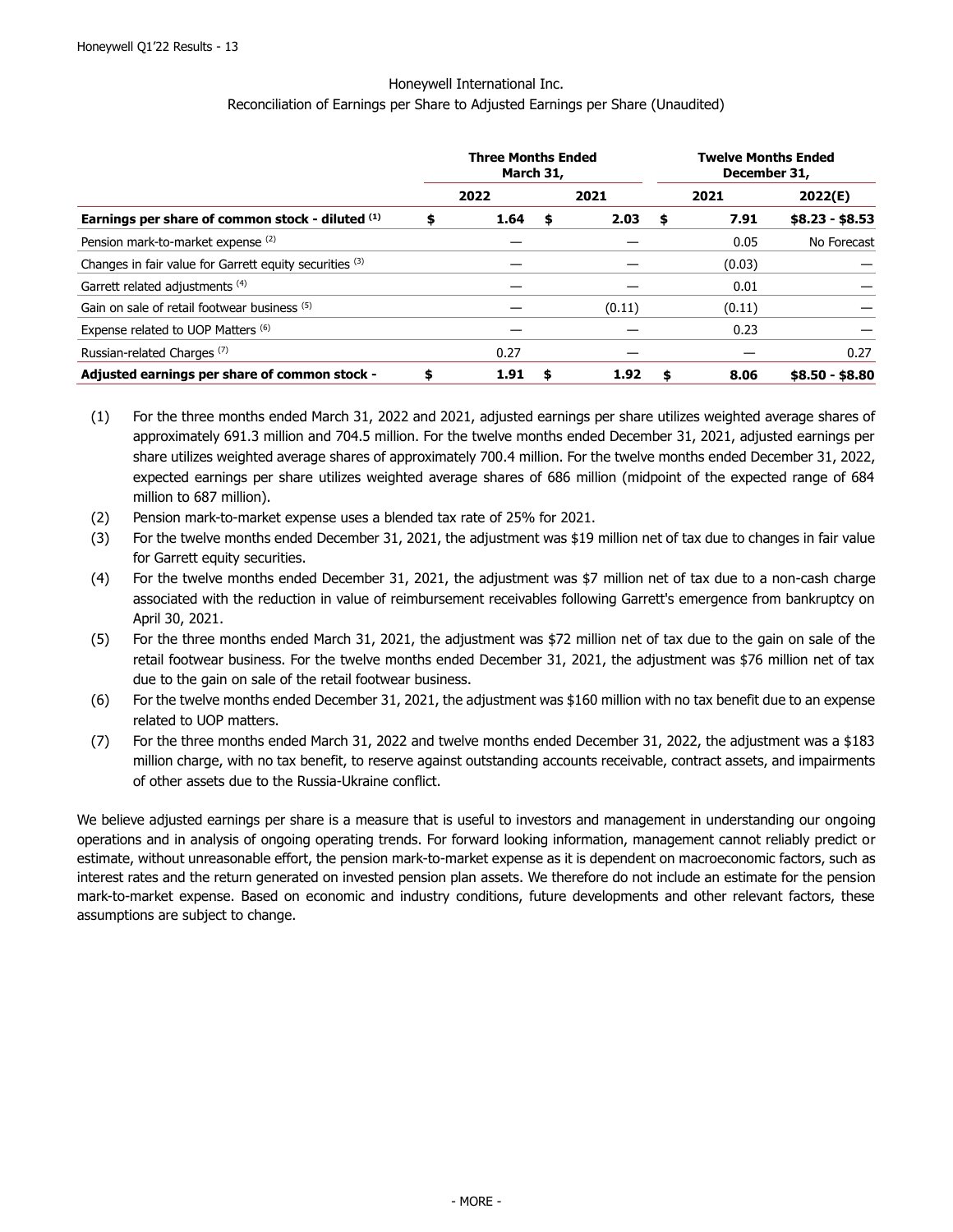Honeywell International Inc.

Reconciliation of Earnings per Share to Adjusted Earnings per Share (Unaudited)

| | Three Months Ended March 31, | | Twelve Months Ended December 31, | |
|---|---|---|---|---|
| | 2022 | 2021 | 2021 | 2022(E) |
| **Earnings per share of common stock - diluted [1]** | **$ 1.64** | **$ 2.03** | **$ 7.91** | **$8.23 - $8.53** |
| Pension mark-to-market expense [2] | — | — | 0.05 | No Forecast |
| Changes in fair value for Garrett equity securities [3] | — | — | (0.03) | — |
| Garrett related adjustments [4] | — | — | 0.01 | — |
| Gain on sale of retail footwear business [5] | — | (0.11) | (0.11) | — |
| Expense related to UOP Matters [6] | — | — | 0.23 | — |
| Russian-related Charges [7] | 0.27 | — | — | 0.27 |
| **Adjusted earnings per share of common stock -** | **$ 1.91** | **$ 1.92** | **$ 8.06** | **$8.50 - $8.80** |

(1) For the three months ended March 31, 2022 and 2021, adjusted earnings per share utilizes weighted average shares of approximately 691.3 million and 704.5 million. For the twelve months ended December 31, 2021, adjusted earnings per share utilizes weighted average shares of approximately 700.4 million. For the twelve months ended December 31, 2022, expected earnings per share utilizes weighted average shares of 686 million (midpoint of the expected range of 684 million to 687 million).

(2) Pension mark-to-market expense uses a blended tax rate of 25% for 2021.

(3) For the twelve months ended December 31, 2021, the adjustment was $19 million net of tax due to changes in fair value for Garrett equity securities.

(4) For the twelve months ended December 31, 2021, the adjustment was $7 million net of tax due to a non-cash charge associated with the reduction in value of reimbursement receivables following Garrett's emergence from bankruptcy on April 30, 2021.

(5) For the three months ended March 31, 2021, the adjustment was $72 million net of tax due to the gain on sale of the retail footwear business. For the twelve months ended December 31, 2021, the adjustment was $76 million net of tax due to the gain on sale of the retail footwear business.

(6) For the twelve months ended December 31, 2021, the adjustment was $160 million with no tax benefit due to an expense related to UOP matters.

(7) For the three months ended March 31, 2022 and twelve months ended December 31, 2022, the adjustment was a $183 million charge, with no tax benefit, to reserve against outstanding accounts receivable, contract assets, and impairments of other assets due to the Russia-Ukraine conflict.

We believe adjusted earnings per share is a measure that is useful to investors and management in understanding our ongoing operations and in analysis of ongoing operating trends. For forward looking information, management cannot reliably predict or estimate, without unreasonable effort, the pension mark-to-market expense as it is dependent on macroeconomic factors, such as interest rates and the return generated on invested pension plan assets. We therefore do not include an estimate for the pension mark-to-market expense. Based on economic and industry conditions, future developments and other relevant factors, these assumptions are subject to change.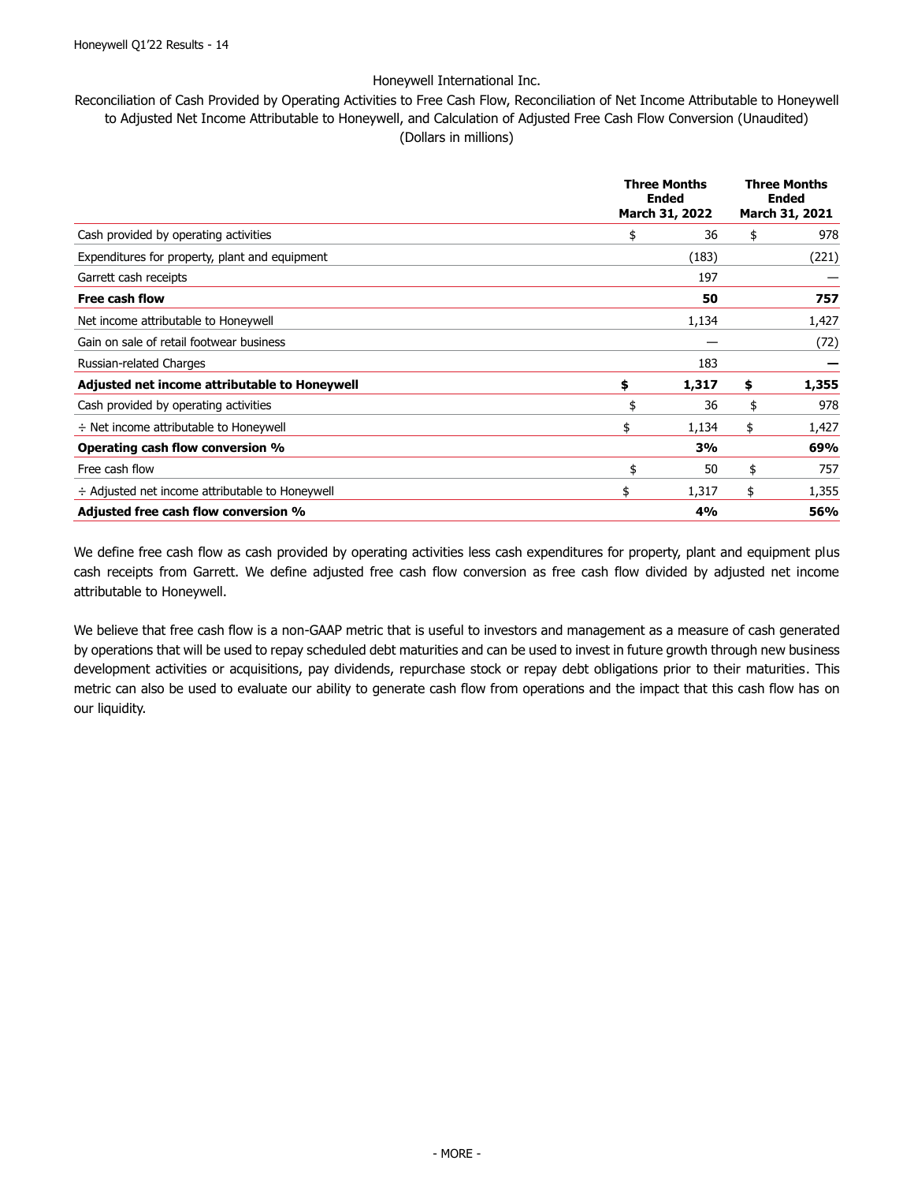Honeywell International Inc.

Reconciliation of Cash Provided by Operating Activities to Free Cash Flow, Reconciliation of Net Income Attributable to Honeywell to Adjusted Net Income Attributable to Honeywell, and Calculation of Adjusted Free Cash Flow Conversion (Unaudited)

(Dollars in millions)

| | Three Months Ended March 31, 2022 | Three Months Ended March 31, 2021 |
|---|---|---|
| Cash provided by operating activities | $ 36 | $ 978 |
| Expenditures for property, plant and equipment | (183) | (221) |
| Garrett cash receipts | 197 | — |
| **Free cash flow** | **50** | **757** |
| Net income attributable to Honeywell | 1,134 | 1,427 |
| Gain on sale of retail footwear business | — | (72) |
| Russian-related Charges | 183 | — |
| **Adjusted net income attributable to Honeywell** | **$ 1,317** | **$ 1,355** |
| Cash provided by operating activities | $ 36 | $ 978 |
| ÷ Net income attributable to Honeywell | $ 1,134 | $ 1,427 |
| **Operating cash flow conversion %** | **3%** | **69%** |
| Free cash flow | $ 50 | $ 757 |
| ÷ Adjusted net income attributable to Honeywell | $ 1,317 | $ 1,355 |
| **Adjusted free cash flow conversion %** | **4%** | **56%** |

We define free cash flow as cash provided by operating activities less cash expenditures for property, plant and equipment plus cash receipts from Garrett. We define adjusted free cash flow conversion as free cash flow divided by adjusted net income attributable to Honeywell.

We believe that free cash flow is a non-GAAP metric that is useful to investors and management as a measure of cash generated by operations that will be used to repay scheduled debt maturities and can be used to invest in future growth through new business development activities or acquisitions, pay dividends, repurchase stock or repay debt obligations prior to their maturities. This metric can also be used to evaluate our ability to generate cash flow from operations and the impact that this cash flow has on our liquidity.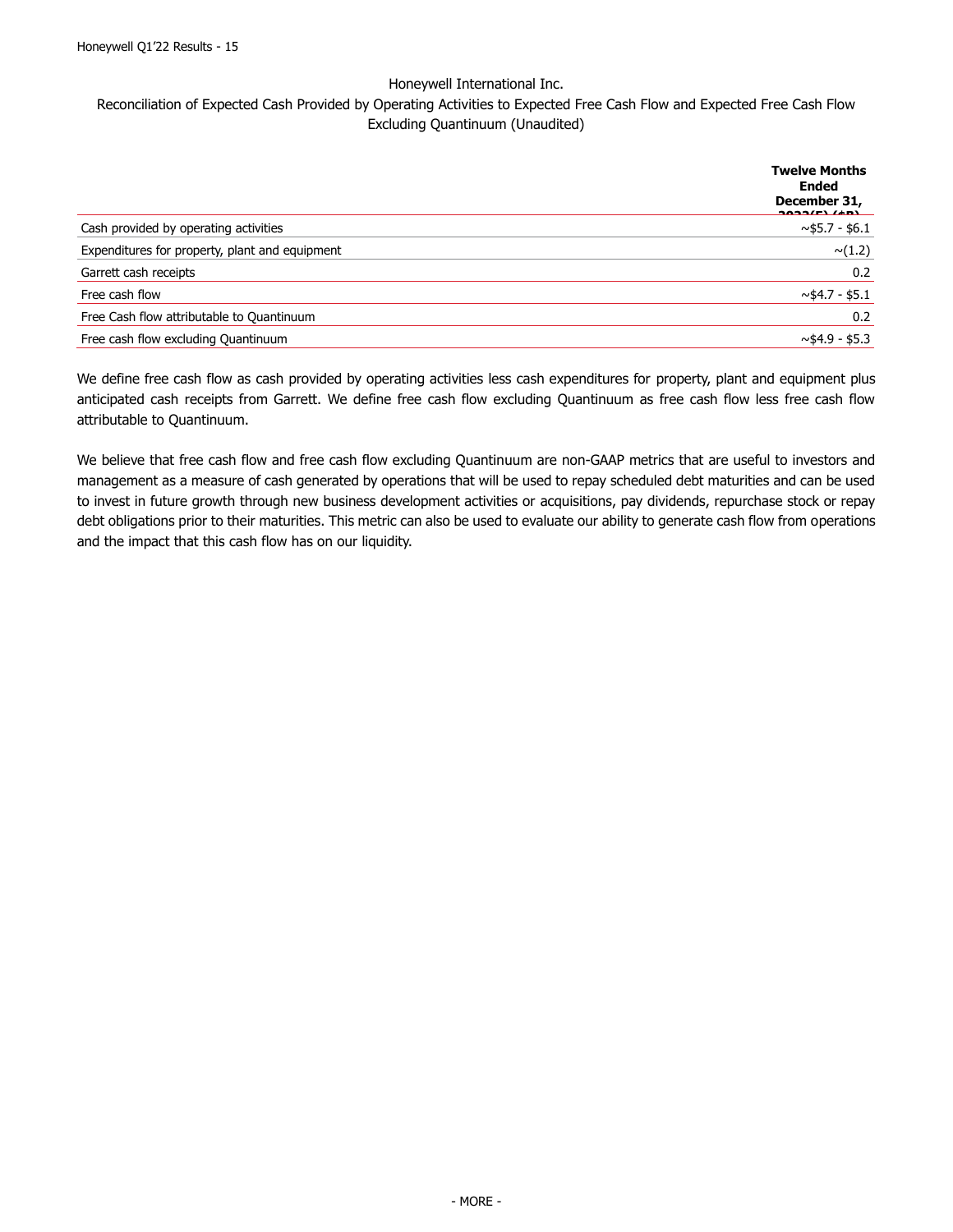Honeywell International Inc.

Reconciliation of Expected Cash Provided by Operating Activities to Expected Free Cash Flow and Expected Free Cash Flow Excluding Quantinuum (Unaudited)

| | Twelve Months Ended December 31, 2022(E) ($B) |
|---|---|
| Cash provided by operating activities | ~$5.7 - $6.1 |
| Expenditures for property, plant and equipment | ~(1.2) |
| Garrett cash receipts | 0.2 |
| Free cash flow | ~$4.7 - $5.1 |
| Free Cash flow attributable to Quantinuum | 0.2 |
| Free cash flow excluding Quantinuum | ~$4.9 - $5.3 |

We define free cash flow as cash provided by operating activities less cash expenditures for property, plant and equipment plus anticipated cash receipts from Garrett. We define free cash flow excluding Quantinuum as free cash flow less free cash flow attributable to Quantinuum.

We believe that free cash flow and free cash flow excluding Quantinuum are non-GAAP metrics that are useful to investors and management as a measure of cash generated by operations that will be used to repay scheduled debt maturities and can be used to invest in future growth through new business development activities or acquisitions, pay dividends, repurchase stock or repay debt obligations prior to their maturities. This metric can also be used to evaluate our ability to generate cash flow from operations and the impact that this cash flow has on our liquidity.

\- MORE -